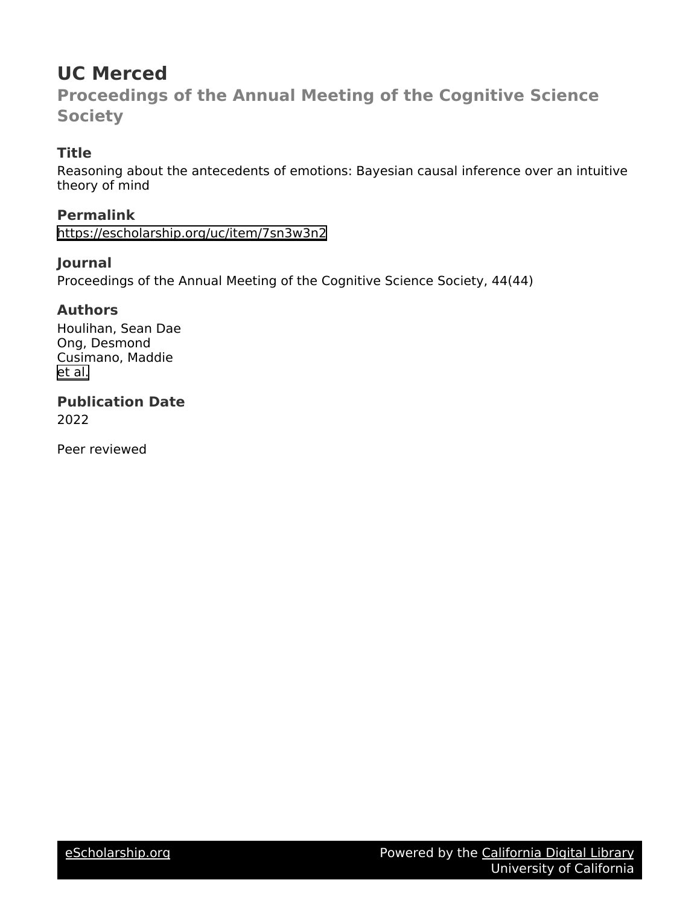# UC Merced

## Proceedings of the Annual Meeting of the Cognitive Science Society

### Title

Reasoning about the antecedents of emotions: Bayesian causal inference over an intuitive theory of mind

### Permalink

https://escholarship.org/uc/item/7sn3w3n2

### Journal

Proceedings of the Annual Meeting of the Cognitive Science Society, 44(44)

### Authors

Houlihan, Sean Dae
Ong, Desmond
Cusimano, Maddie
et al.

### Publication Date

2022

Peer reviewed

eScholarship.org Powered by the California Digital Library University of California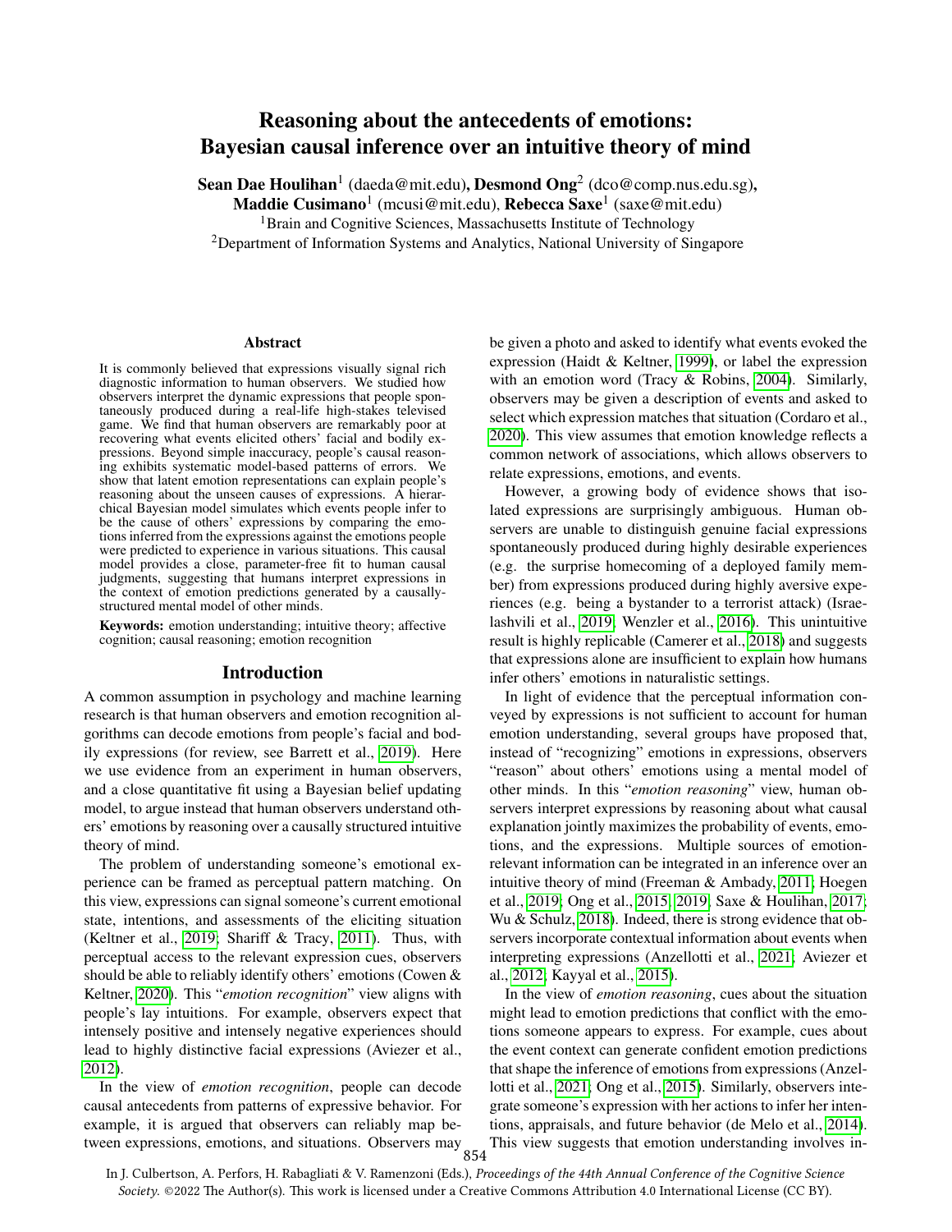# Reasoning about the antecedents of emotions: Bayesian causal inference over an intuitive theory of mind

**Sean Dae Houlihan**[1] (daeda@mit.edu), **Desmond Ong**[2] (dco@comp.nus.edu.sg), **Maddie Cusimano**[1] (mcusi@mit.edu), **Rebecca Saxe**[1] (saxe@mit.edu)

[1]Brain and Cognitive Sciences, Massachusetts Institute of Technology

[2]Department of Information Systems and Analytics, National University of Singapore

## Abstract

It is commonly believed that expressions visually signal rich diagnostic information to human observers. We studied how observers interpret the dynamic expressions that people spontaneously produced during a real-life high-stakes televised game. We find that human observers are remarkably poor at recovering what events elicited others' facial and bodily expressions. Beyond simple inaccuracy, people's causal reasoning exhibits systematic model-based patterns of errors. We show that latent emotion representations can explain people's reasoning about the unseen causes of expressions. A hierarchical Bayesian model simulates which events people infer to be the cause of others' expressions by comparing the emotions inferred from the expressions against the emotions people were predicted to experience in various situations. This causal model provides a close, parameter-free fit to human causal judgments, suggesting that humans interpret expressions in the context of emotion predictions generated by a causally-structured mental model of other minds.

**Keywords:** emotion understanding; intuitive theory; affective cognition; causal reasoning; emotion recognition

## Introduction

A common assumption in psychology and machine learning research is that human observers and emotion recognition algorithms can decode emotions from people's facial and bodily expressions (for review, see Barrett et al., 2019). Here we use evidence from an experiment in human observers, and a close quantitative fit using a Bayesian belief updating model, to argue instead that human observers understand others' emotions by reasoning over a causally structured intuitive theory of mind.

The problem of understanding someone's emotional experience can be framed as perceptual pattern matching. On this view, expressions can signal someone's current emotional state, intentions, and assessments of the eliciting situation (Keltner et al., 2019; Shariff & Tracy, 2011). Thus, with perceptual access to the relevant expression cues, observers should be able to reliably identify others' emotions (Cowen & Keltner, 2020). This "*emotion recognition*" view aligns with people's lay intuitions. For example, observers expect that intensely positive and intensely negative experiences should lead to highly distinctive facial expressions (Aviezer et al., 2012).

In the view of *emotion recognition*, people can decode causal antecedents from patterns of expressive behavior. For example, it is argued that observers can reliably map between expressions, emotions, and situations. Observers may be given a photo and asked to identify what events evoked the expression (Haidt & Keltner, 1999), or label the expression with an emotion word (Tracy & Robins, 2004). Similarly, observers may be given a description of events and asked to select which expression matches that situation (Cordaro et al., 2020). This view assumes that emotion knowledge reflects a common network of associations, which allows observers to relate expressions, emotions, and events.

However, a growing body of evidence shows that isolated expressions are surprisingly ambiguous. Human observers are unable to distinguish genuine facial expressions spontaneously produced during highly desirable experiences (e.g. the surprise homecoming of a deployed family member) from expressions produced during highly aversive experiences (e.g. being a bystander to a terrorist attack) (Israelashvili et al., 2019; Wenzler et al., 2016). This unintuitive result is highly replicable (Camerer et al., 2018) and suggests that expressions alone are insufficient to explain how humans infer others' emotions in naturalistic settings.

In light of evidence that the perceptual information conveyed by expressions is not sufficient to account for human emotion understanding, several groups have proposed that, instead of "recognizing" emotions in expressions, observers "reason" about others' emotions using a mental model of other minds. In this "*emotion reasoning*" view, human observers interpret expressions by reasoning about what causal explanation jointly maximizes the probability of events, emotions, and the expressions. Multiple sources of emotion-relevant information can be integrated in an inference over an intuitive theory of mind (Freeman & Ambady, 2011; Hoegen et al., 2019; Ong et al., 2015, 2019; Saxe & Houlihan, 2017; Wu & Schulz, 2018). Indeed, there is strong evidence that observers incorporate contextual information about events when interpreting expressions (Anzellotti et al., 2021; Aviezer et al., 2012; Kayyal et al., 2015).

In the view of *emotion reasoning*, cues about the situation might lead to emotion predictions that conflict with the emotions someone appears to express. For example, cues about the event context can generate confident emotion predictions that shape the inference of emotions from expressions (Anzellotti et al., 2021; Ong et al., 2015). Similarly, observers integrate someone's expression with her actions to infer her intentions, appraisals, and future behavior (de Melo et al., 2014). This view suggests that emotion understanding involves in-

In J. Culbertson, A. Perfors, H. Rabagliati & V. Ramenzoni (Eds.), *Proceedings of the 44th Annual Conference of the Cognitive Science Society*. ©2022 The Author(s). This work is licensed under a Creative Commons Attribution 4.0 International License (CC BY).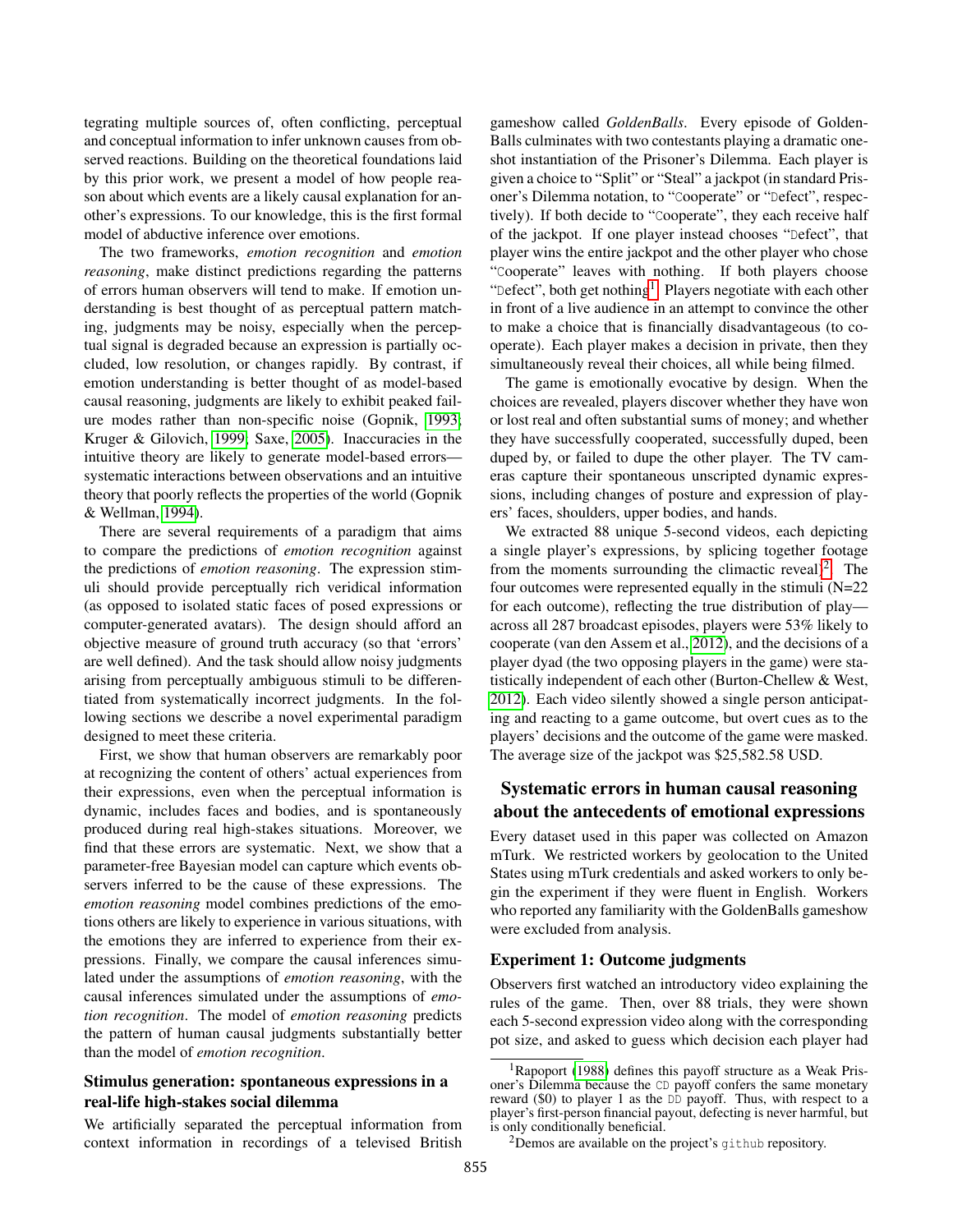tegrating multiple sources of, often conflicting, perceptual and conceptual information to infer unknown causes from observed reactions. Building on the theoretical foundations laid by this prior work, we present a model of how people reason about which events are a likely causal explanation for another's expressions. To our knowledge, this is the first formal model of abductive inference over emotions.

The two frameworks, *emotion recognition* and *emotion reasoning*, make distinct predictions regarding the patterns of errors human observers will tend to make. If emotion understanding is best thought of as perceptual pattern matching, judgments may be noisy, especially when the perceptual signal is degraded because an expression is partially occluded, low resolution, or changes rapidly. By contrast, if emotion understanding is better thought of as model-based causal reasoning, judgments are likely to exhibit peaked failure modes rather than non-specific noise (Gopnik, 1993; Kruger & Gilovich, 1999; Saxe, 2005). Inaccuracies in the intuitive theory are likely to generate model-based errors—systematic interactions between observations and an intuitive theory that poorly reflects the properties of the world (Gopnik & Wellman, 1994).

There are several requirements of a paradigm that aims to compare the predictions of *emotion recognition* against the predictions of *emotion reasoning*. The expression stimuli should provide perceptually rich veridical information (as opposed to isolated static faces of posed expressions or computer-generated avatars). The design should afford an objective measure of ground truth accuracy (so that 'errors' are well defined). And the task should allow noisy judgments arising from perceptually ambiguous stimuli to be differentiated from systematically incorrect judgments. In the following sections we describe a novel experimental paradigm designed to meet these criteria.

First, we show that human observers are remarkably poor at recognizing the content of others' actual experiences from their expressions, even when the perceptual information is dynamic, includes faces and bodies, and is spontaneously produced during real high-stakes situations. Moreover, we find that these errors are systematic. Next, we show that a parameter-free Bayesian model can capture which events observers inferred to be the cause of these expressions. The *emotion reasoning* model combines predictions of the emotions others are likely to experience in various situations, with the emotions they are inferred to experience from their expressions. Finally, we compare the causal inferences simulated under the assumptions of *emotion reasoning*, with the causal inferences simulated under the assumptions of *emotion recognition*. The model of *emotion reasoning* predicts the pattern of human causal judgments substantially better than the model of *emotion recognition*.

### Stimulus generation: spontaneous expressions in a real-life high-stakes social dilemma

We artificially separated the perceptual information from context information in recordings of a televised British gameshow called *GoldenBalls*. Every episode of GoldenBalls culminates with two contestants playing a dramatic one-shot instantiation of the Prisoner's Dilemma. Each player is given a choice to "Split" or "Steal" a jackpot (in standard Prisoner's Dilemma notation, to "Cooperate" or "Defect", respectively). If both decide to "Cooperate", they each receive half of the jackpot. If one player instead chooses "Defect", that player wins the entire jackpot and the other player who chose "Cooperate" leaves with nothing. If both players choose "Defect", both get nothing[1]. Players negotiate with each other in front of a live audience in an attempt to convince the other to make a choice that is financially disadvantageous (to cooperate). Each player makes a decision in private, then they simultaneously reveal their choices, all while being filmed.

The game is emotionally evocative by design. When the choices are revealed, players discover whether they have won or lost real and often substantial sums of money; and whether they have successfully cooperated, successfully duped, been duped by, or failed to dupe the other player. The TV cameras capture their spontaneous unscripted dynamic expressions, including changes of posture and expression of players' faces, shoulders, upper bodies, and hands.

We extracted 88 unique 5-second videos, each depicting a single player's expressions, by splicing together footage from the moments surrounding the climactic reveal[2]. The four outcomes were represented equally in the stimuli (N=22 for each outcome), reflecting the true distribution of play—across all 287 broadcast episodes, players were 53% likely to cooperate (van den Assem et al., 2012), and the decisions of a player dyad (the two opposing players in the game) were statistically independent of each other (Burton-Chellew & West, 2012). Each video silently showed a single person anticipating and reacting to a game outcome, but overt cues as to the players' decisions and the outcome of the game were masked. The average size of the jackpot was $25,582.58 USD.

## Systematic errors in human causal reasoning about the antecedents of emotional expressions

Every dataset used in this paper was collected on Amazon mTurk. We restricted workers by geolocation to the United States using mTurk credentials and asked workers to only begin the experiment if they were fluent in English. Workers who reported any familiarity with the GoldenBalls gameshow were excluded from analysis.

### Experiment 1: Outcome judgments

Observers first watched an introductory video explaining the rules of the game. Then, over 88 trials, they were shown each 5-second expression video along with the corresponding pot size, and asked to guess which decision each player had

[1] Rapoport (1988) defines this payoff structure as a Weak Prisoner's Dilemma because the CD payoff confers the same monetary reward ($0) to player 1 as the DD payoff. Thus, with respect to a player's first-person financial payout, defecting is never harmful, but is only conditionally beneficial.

[2] Demos are available on the project's github repository.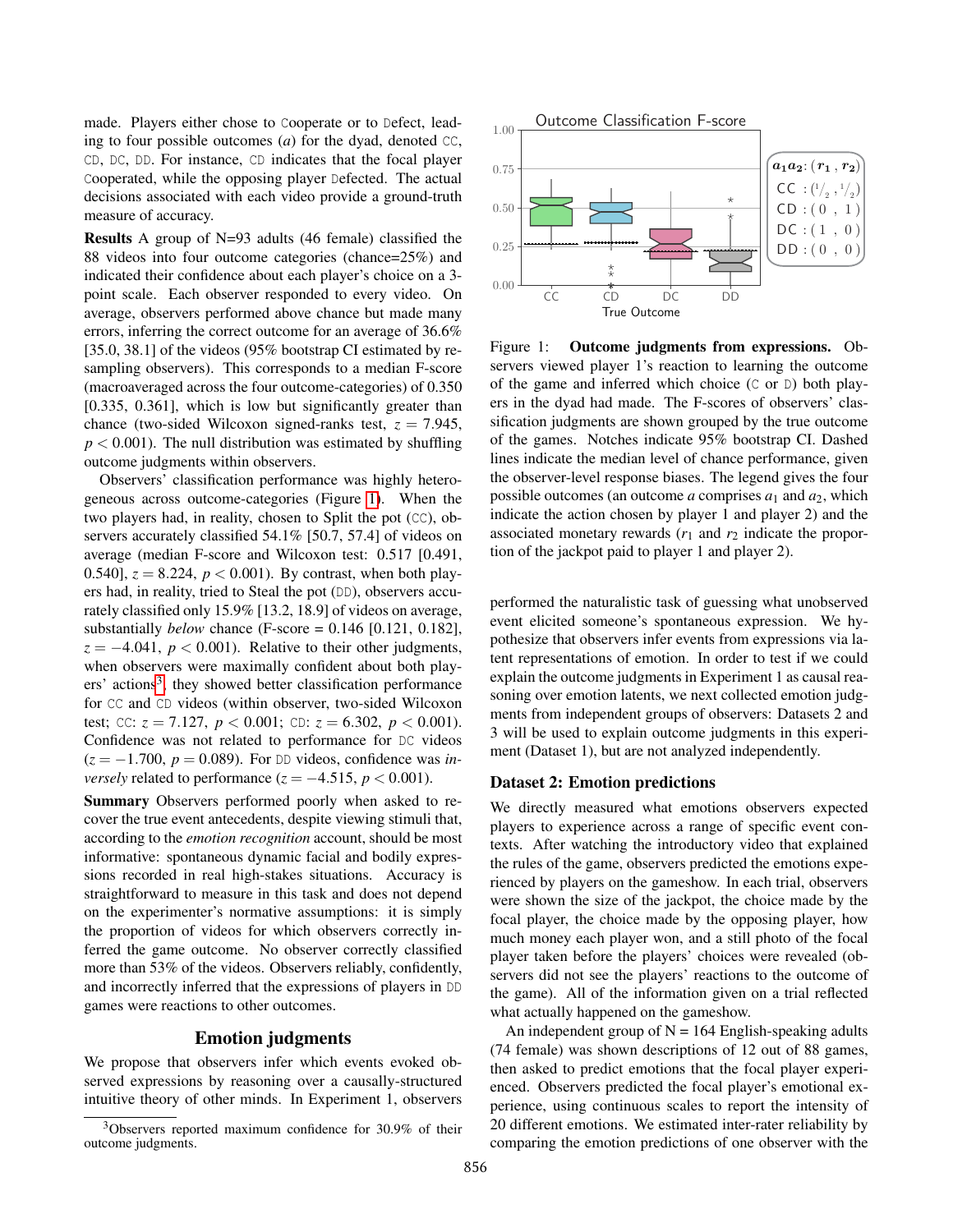made. Players either chose to Cooperate or to Defect, leading to four possible outcomes ($a$) for the dyad, denoted CC, CD, DC, DD. For instance, CD indicates that the focal player Cooperated, while the opposing player Defected. The actual decisions associated with each video provide a ground-truth measure of accuracy.

**Results** A group of N=93 adults (46 female) classified the 88 videos into four outcome categories (chance=25%) and indicated their confidence about each player's choice on a 3-point scale. Each observer responded to every video. On average, observers performed above chance but made many errors, inferring the correct outcome for an average of 36.6% [35.0, 38.1] of the videos (95% bootstrap CI estimated by resampling observers). This corresponds to a median F-score (macroaveraged across the four outcome-categories) of 0.350 [0.335, 0.361], which is low but significantly greater than chance (two-sided Wilcoxon signed-ranks test, $z = 7.945$, $p < 0.001$). The null distribution was estimated by shuffling outcome judgments within observers.

Observers' classification performance was highly heterogeneous across outcome-categories (Figure 1). When the two players had, in reality, chosen to Split the pot (CC), observers accurately classified 54.1% [50.7, 57.4] of videos on average (median F-score and Wilcoxon test: 0.517 [0.491, 0.540], $z = 8.224$, $p < 0.001$). By contrast, when both players had, in reality, tried to Steal the pot (DD), observers accurately classified only 15.9% [13.2, 18.9] of videos on average, substantially *below* chance (F-score = 0.146 [0.121, 0.182], $z = -4.041$, $p < 0.001$). Relative to their other judgments, when observers were maximally confident about both players' actions[3], they showed better classification performance for CC and CD videos (within observer, two-sided Wilcoxon test; CC: $z = 7.127$, $p < 0.001$; CD: $z = 6.302$, $p < 0.001$). Confidence was not related to performance for DC videos ($z = -1.700$, $p = 0.089$). For DD videos, confidence was *inversely* related to performance ($z = -4.515$, $p < 0.001$).

**Summary** Observers performed poorly when asked to recover the true event antecedents, despite viewing stimuli that, according to the *emotion recognition* account, should be most informative: spontaneous dynamic facial and bodily expressions recorded in real high-stakes situations. Accuracy is straightforward to measure in this task and does not depend on the experimenter's normative assumptions: it is simply the proportion of videos for which observers correctly inferred the game outcome. No observer correctly classified more than 53% of the videos. Observers reliably, confidently, and incorrectly inferred that the expressions of players in DD games were reactions to other outcomes.

## Emotion judgments

We propose that observers infer which events evoked observed expressions by reasoning over a causally-structured intuitive theory of other minds. In Experiment 1, observers performed the naturalistic task of guessing what unobserved event elicited someone's spontaneous expression. We hypothesize that observers infer events from expressions via latent representations of emotion. In order to test if we could explain the outcome judgments in Experiment 1 as causal reasoning over emotion latents, we next collected emotion judgments from independent groups of observers: Datasets 2 and 3 will be used to explain outcome judgments in this experiment (Dataset 1), but are not analyzed independently.

[3] Observers reported maximum confidence for 30.9% of their outcome judgments.

Figure 1: **Outcome judgments from expressions.** Observers viewed player 1's reaction to learning the outcome of the game and inferred which choice (C or D) both players in the dyad had made. The F-scores of observers' classification judgments are shown grouped by the true outcome of the games. Notches indicate 95% bootstrap CI. Dashed lines indicate the median level of chance performance, given the observer-level response biases. The legend gives the four possible outcomes (an outcome $a$ comprises $a_1$ and $a_2$, which indicate the action chosen by player 1 and player 2) and the associated monetary rewards ($r_1$ and $r_2$ indicate the proportion of the jackpot paid to player 1 and player 2).

### Dataset 2: Emotion predictions

We directly measured what emotions observers expected players to experience across a range of specific event contexts. After watching the introductory video that explained the rules of the game, observers predicted the emotions experienced by players on the gameshow. In each trial, observers were shown the size of the jackpot, the choice made by the focal player, the choice made by the opposing player, how much money each player won, and a still photo of the focal player taken before the players' choices were revealed (observers did not see the players' reactions to the outcome of the game). All of the information given on a trial reflected what actually happened on the gameshow.

An independent group of N = 164 English-speaking adults (74 female) was shown descriptions of 12 out of 88 games, then asked to predict emotions that the focal player experienced. Observers predicted the focal player's emotional experience, using continuous scales to report the intensity of 20 different emotions. We estimated inter-rater reliability by comparing the emotion predictions of one observer with the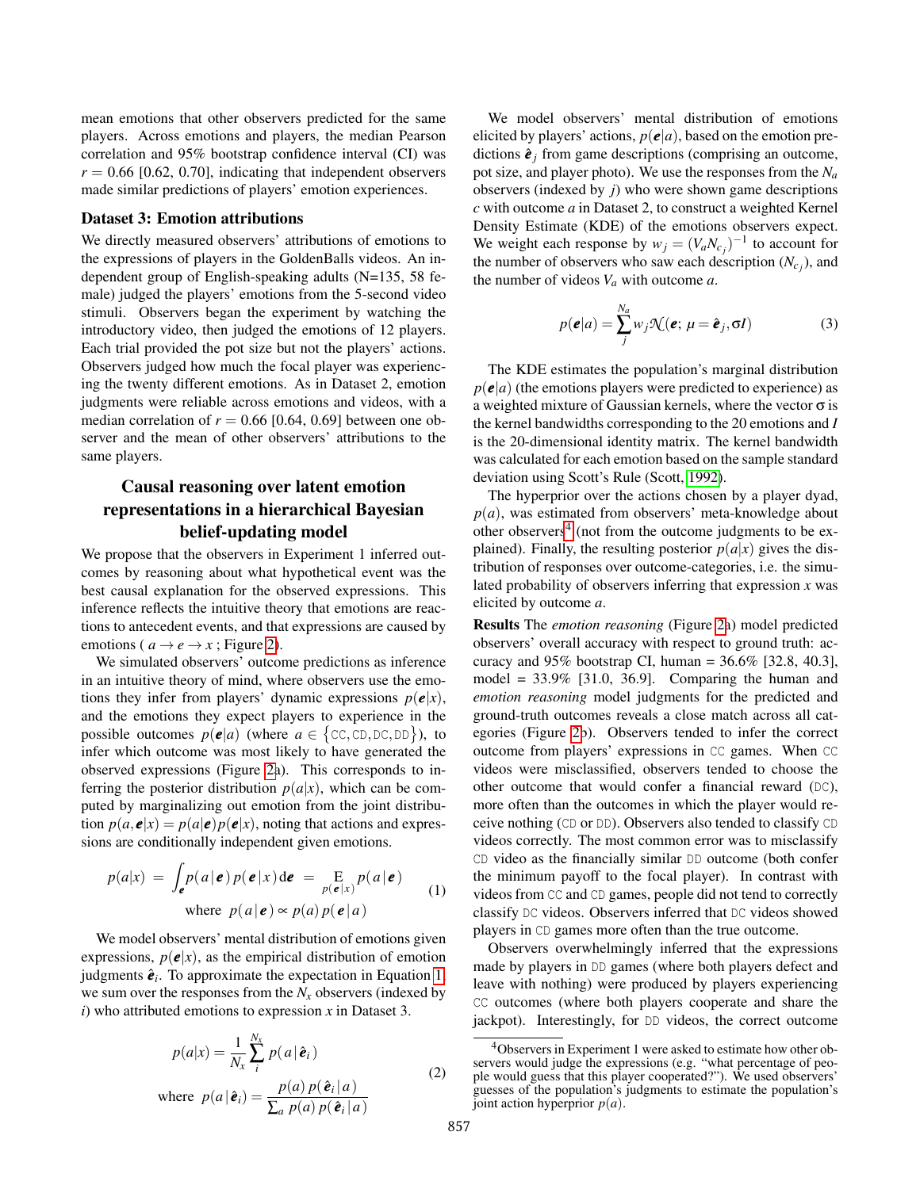mean emotions that other observers predicted for the same players. Across emotions and players, the median Pearson correlation and 95% bootstrap confidence interval (CI) was $r = 0.66$ [0.62, 0.70], indicating that independent observers made similar predictions of players' emotion experiences.

### Dataset 3: Emotion attributions

We directly measured observers' attributions of emotions to the expressions of players in the GoldenBalls videos. An independent group of English-speaking adults (N=135, 58 female) judged the players' emotions from the 5-second video stimuli. Observers began the experiment by watching the introductory video, then judged the emotions of 12 players. Each trial provided the pot size but not the players' actions. Observers judged how much the focal player was experiencing the twenty different emotions. As in Dataset 2, emotion judgments were reliable across emotions and videos, with a median correlation of $r = 0.66$ [0.64, 0.69] between one observer and the mean of other observers' attributions to the same players.

## Causal reasoning over latent emotion representations in a hierarchical Bayesian belief-updating model

We propose that the observers in Experiment 1 inferred outcomes by reasoning about what hypothetical event was the best causal explanation for the observed expressions. This inference reflects the intuitive theory that emotions are reactions to antecedent events, and that expressions are caused by emotions ( $a \rightarrow e \rightarrow x$ ; Figure 2).

We simulated observers' outcome predictions as inference in an intuitive theory of mind, where observers use the emotions they infer from players' dynamic expressions $p(\boldsymbol{e}|x)$, and the emotions they expect players to experience in the possible outcomes $p(\boldsymbol{e}|a)$ (where $a \in \{\texttt{CC}, \texttt{CD}, \texttt{DC}, \texttt{DD}\}$), to infer which outcome was most likely to have generated the observed expressions (Figure 2a). This corresponds to inferring the posterior distribution $p(a|x)$, which can be computed by marginalizing out emotion from the joint distribution $p(a, \boldsymbol{e}|x) = p(a|\boldsymbol{e})p(\boldsymbol{e}|x)$, noting that actions and expressions are conditionally independent given emotions.

$$p(a|x) \;=\; \int_{\boldsymbol{e}} p(\,a\,|\,\boldsymbol{e}\,)\,p(\,\boldsymbol{e}\,|\,x\,)\,\mathrm{d}\boldsymbol{e} \;=\; \mathop{\mathrm{E}}_{p(\boldsymbol{e}\,|\,x)} p(\,a\,|\,\boldsymbol{e}\,) \qquad \text{where } \; p(\,a\,|\,\boldsymbol{e}\,) \propto p(a)\,p(\,\boldsymbol{e}\,|\,a\,) \tag{1}$$

We model observers' mental distribution of emotions given expressions, $p(\boldsymbol{e}|x)$, as the empirical distribution of emotion judgments $\hat{\boldsymbol{e}}_i$. To approximate the expectation in Equation 1, we sum over the responses from the $N_x$ observers (indexed by $i$) who attributed emotions to expression $x$ in Dataset 3.

$$p(a|x) = \frac{1}{N_x}\sum_{i}^{N_x} p(\,a\,|\,\hat{\boldsymbol{e}}_i\,) \qquad \text{where } \; p(\,a\,|\,\hat{\boldsymbol{e}}_i) = \frac{p(a)\,p(\,\hat{\boldsymbol{e}}_i\,|\,a\,)}{\sum_a p(a)\,p(\,\hat{\boldsymbol{e}}_i\,|\,a\,)} \tag{2}$$

We model observers' mental distribution of emotions elicited by players' actions, $p(\boldsymbol{e}|a)$, based on the emotion predictions $\hat{\boldsymbol{e}}_j$ from game descriptions (comprising an outcome, pot size, and player photo). We use the responses from the $N_a$ observers (indexed by $j$) who were shown game descriptions $c$ with outcome $a$ in Dataset 2, to construct a weighted Kernel Density Estimate (KDE) of the emotions observers expect. We weight each response by $w_j = (V_a N_{c_j})^{-1}$ to account for the number of observers who saw each description ($N_{c_j}$), and the number of videos $V_a$ with outcome $a$.

$$p(\boldsymbol{e}|a) = \sum_{j}^{N_a} w_j \mathcal{N}(\boldsymbol{e};\, \mu = \hat{\boldsymbol{e}}_j, \sigma I) \tag{3}$$

The KDE estimates the population's marginal distribution $p(\boldsymbol{e}|a)$ (the emotions players were predicted to experience) as a weighted mixture of Gaussian kernels, where the vector $\sigma$ is the kernel bandwidths corresponding to the 20 emotions and $I$ is the 20-dimensional identity matrix. The kernel bandwidth was calculated for each emotion based on the sample standard deviation using Scott's Rule (Scott, 1992).

The hyperprior over the actions chosen by a player dyad, $p(a)$, was estimated from observers' meta-knowledge about other observers[4] (not from the outcome judgments to be explained). Finally, the resulting posterior $p(a|x)$ gives the distribution of responses over outcome-categories, i.e. the simulated probability of observers inferring that expression $x$ was elicited by outcome $a$.

**Results** The *emotion reasoning* (Figure 2a) model predicted observers' overall accuracy with respect to ground truth: accuracy and 95% bootstrap CI, human = 36.6% [32.8, 40.3], model = 33.9% [31.0, 36.9]. Comparing the human and *emotion reasoning* model judgments for the predicted and ground-truth outcomes reveals a close match across all categories (Figure 2b). Observers tended to infer the correct outcome from players' expressions in `CC` games. When `CC` videos were misclassified, observers tended to choose the other outcome that would confer a financial reward (`DC`), more often than the outcomes in which the player would receive nothing (`CD` or `DD`). Observers also tended to classify `CD` videos correctly. The most common error was to misclassify `CD` video as the financially similar `DD` outcome (both confer the minimum payoff to the focal player). In contrast with videos from `CC` and `CD` games, people did not tend to correctly classify `DC` videos. Observers inferred that `DC` videos showed players in `CD` games more often than the true outcome.

Observers overwhelmingly inferred that the expressions made by players in `DD` games (where both players defect and leave with nothing) were produced by players experiencing `CC` outcomes (where both players cooperate and share the jackpot). Interestingly, for `DD` videos, the correct outcome

[4] Observers in Experiment 1 were asked to estimate how other observers would judge the expressions (e.g. "what percentage of people would guess that this player cooperated?"). We used observers' guesses of the population's judgments to estimate the population's joint action hyperprior $p(a)$.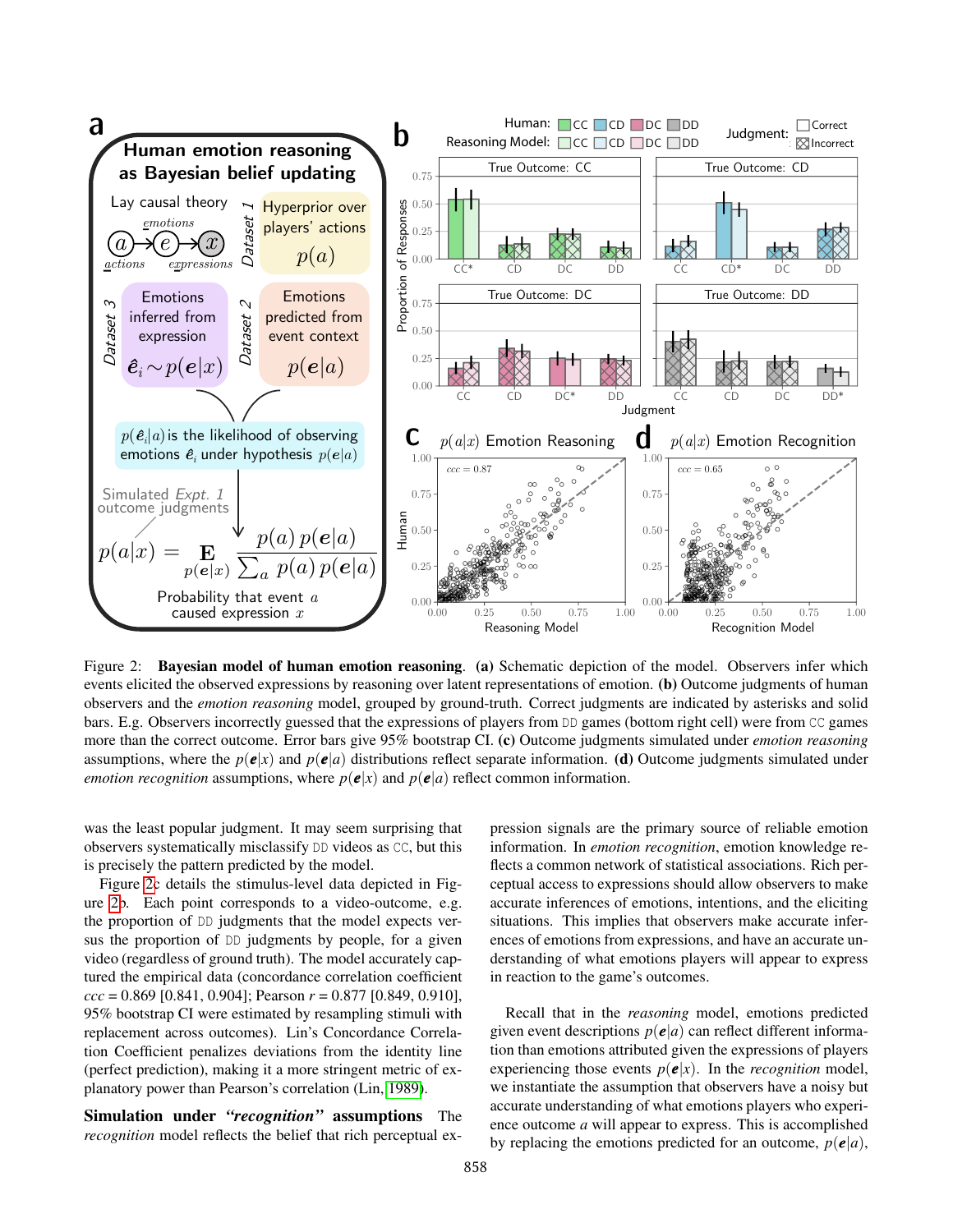Figure 2: **Bayesian model of human emotion reasoning**. **(a)** Schematic depiction of the model. Observers infer which events elicited the observed expressions by reasoning over latent representations of emotion. **(b)** Outcome judgments of human observers and the *emotion reasoning* model, grouped by ground-truth. Correct judgments are indicated by asterisks and solid bars. E.g. Observers incorrectly guessed that the expressions of players from DD games (bottom right cell) were from CC games more than the correct outcome. Error bars give 95% bootstrap CI. **(c)** Outcome judgments simulated under *emotion reasoning* assumptions, where the $p(\boldsymbol{e}|x)$ and $p(\boldsymbol{e}|a)$ distributions reflect separate information. **(d)** Outcome judgments simulated under *emotion recognition* assumptions, where $p(\boldsymbol{e}|x)$ and $p(\boldsymbol{e}|a)$ reflect common information.

was the least popular judgment. It may seem surprising that observers systematically misclassify DD videos as CC, but this is precisely the pattern predicted by the model.

Figure 2c details the stimulus-level data depicted in Figure 2b. Each point corresponds to a video-outcome, e.g. the proportion of DD judgments that the model expects versus the proportion of DD judgments by people, for a given video (regardless of ground truth). The model accurately captured the empirical data (concordance correlation coefficient $ccc$ = 0.869 [0.841, 0.904]; Pearson $r$ = 0.877 [0.849, 0.910], 95% bootstrap CI were estimated by resampling stimuli with replacement across outcomes). Lin's Concordance Correlation Coefficient penalizes deviations from the identity line (perfect prediction), making it a more stringent metric of explanatory power than Pearson's correlation (Lin, 1989).

**Simulation under *"recognition"* assumptions** The *recognition* model reflects the belief that rich perceptual expression signals are the primary source of reliable emotion information. In *emotion recognition*, emotion knowledge reflects a common network of statistical associations. Rich perceptual access to expressions should allow observers to make accurate inferences of emotions, intentions, and the eliciting situations. This implies that observers make accurate inferences of emotions from expressions, and have an accurate understanding of what emotions players will appear to express in reaction to the game's outcomes.

Recall that in the *reasoning* model, emotions predicted given event descriptions $p(\boldsymbol{e}|a)$ can reflect different information than emotions attributed given the expressions of players experiencing those events $p(\boldsymbol{e}|x)$. In the *recognition* model, we instantiate the assumption that observers have a noisy but accurate understanding of what emotions players who experience outcome $a$ will appear to express. This is accomplished by replacing the emotions predicted for an outcome, $p(\boldsymbol{e}|a)$,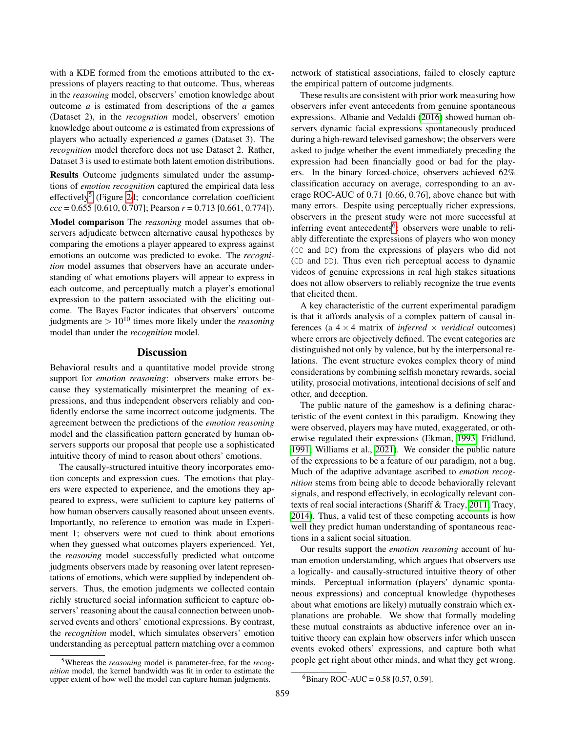with a KDE formed from the emotions attributed to the expressions of players reacting to that outcome. Thus, whereas in the *reasoning* model, observers' emotion knowledge about outcome $a$ is estimated from descriptions of the $a$ games (Dataset 2), in the *recognition* model, observers' emotion knowledge about outcome $a$ is estimated from expressions of players who actually experienced $a$ games (Dataset 3). The *recognition* model therefore does not use Dataset 2. Rather, Dataset 3 is used to estimate both latent emotion distributions.

**Results** Outcome judgments simulated under the assumptions of *emotion recognition* captured the empirical data less effectively[5] (Figure 2d; concordance correlation coefficient $ccc = 0.655$ [0.610, 0.707]; Pearson $r = 0.713$ [0.661, 0.774]).

**Model comparison** The *reasoning* model assumes that observers adjudicate between alternative causal hypotheses by comparing the emotions a player appeared to express against emotions an outcome was predicted to evoke. The *recognition* model assumes that observers have an accurate understanding of what emotions players will appear to express in each outcome, and perceptually match a player's emotional expression to the pattern associated with the eliciting outcome. The Bayes Factor indicates that observers' outcome judgments are $> 10^{10}$ times more likely under the *reasoning* model than under the *recognition* model.

## Discussion

Behavioral results and a quantitative model provide strong support for *emotion reasoning*: observers make errors because they systematically misinterpret the meaning of expressions, and thus independent observers reliably and confidently endorse the same incorrect outcome judgments. The agreement between the predictions of the *emotion reasoning* model and the classification pattern generated by human observers supports our proposal that people use a sophisticated intuitive theory of mind to reason about others' emotions.

The causally-structured intuitive theory incorporates emotion concepts and expression cues. The emotions that players were expected to experience, and the emotions they appeared to express, were sufficient to capture key patterns of how human observers causally reasoned about unseen events. Importantly, no reference to emotion was made in Experiment 1; observers were not cued to think about emotions when they guessed what outcomes players experienced. Yet, the *reasoning* model successfully predicted what outcome judgments observers made by reasoning over latent representations of emotions, which were supplied by independent observers. Thus, the emotion judgments we collected contain richly structured social information sufficient to capture observers' reasoning about the causal connection between unobserved events and others' emotional expressions. By contrast, the *recognition* model, which simulates observers' emotion understanding as perceptual pattern matching over a common network of statistical associations, failed to closely capture the empirical pattern of outcome judgments.

These results are consistent with prior work measuring how observers infer event antecedents from genuine spontaneous expressions. Albanie and Vedaldi (2016) showed human observers dynamic facial expressions spontaneously produced during a high-reward televised gameshow; the observers were asked to judge whether the event immediately preceding the expression had been financially good or bad for the players. In the binary forced-choice, observers achieved 62% classification accuracy on average, corresponding to an average ROC-AUC of 0.71 [0.66, 0.76], above chance but with many errors. Despite using perceptually richer expressions, observers in the present study were not more successful at inferring event antecedents[6]: observers were unable to reliably differentiate the expressions of players who won money (CC and DC) from the expressions of players who did not (CD and DD). Thus even rich perceptual access to dynamic videos of genuine expressions in real high stakes situations does not allow observers to reliably recognize the true events that elicited them.

A key characteristic of the current experimental paradigm is that it affords analysis of a complex pattern of causal inferences (a $4 \times 4$ matrix of *inferred* $\times$ *veridical* outcomes) where errors are objectively defined. The event categories are distinguished not only by valence, but by the interpersonal relations. The event structure evokes complex theory of mind considerations by combining selfish monetary rewards, social utility, prosocial motivations, intentional decisions of self and other, and deception.

The public nature of the gameshow is a defining characteristic of the event context in this paradigm. Knowing they were observed, players may have muted, exaggerated, or otherwise regulated their expressions (Ekman, 1993; Fridlund, 1991; Williams et al., 2021). We consider the public nature of the expressions to be a feature of our paradigm, not a bug. Much of the adaptive advantage ascribed to *emotion recognition* stems from being able to decode behaviorally relevant signals, and respond effectively, in ecologically relevant contexts of real social interactions (Shariff & Tracy, 2011; Tracy, 2014). Thus, a valid test of these competing accounts is how well they predict human understanding of spontaneous reactions in a salient social situation.

Our results support the *emotion reasoning* account of human emotion understanding, which argues that observers use a logically- and causally-structured intuitive theory of other minds. Perceptual information (players' dynamic spontaneous expressions) and conceptual knowledge (hypotheses about what emotions are likely) mutually constrain which explanations are probable. We show that formally modeling these mutual constraints as abductive inference over an intuitive theory can explain how observers infer which unseen events evoked others' expressions, and capture both what people get right about other minds, and what they get wrong.

[5] Whereas the *reasoning* model is parameter-free, for the *recognition* model, the kernel bandwidth was fit in order to estimate the upper extent of how well the model can capture human judgments.

[6] Binary ROC-AUC = 0.58 [0.57, 0.59].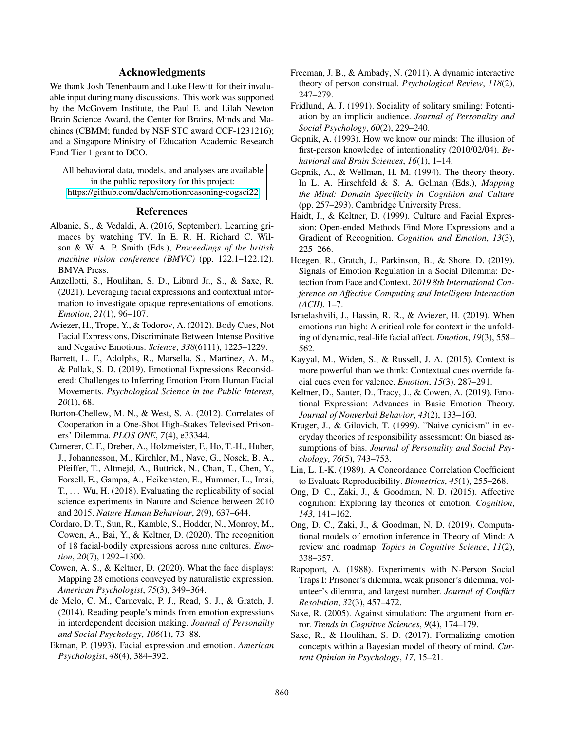## Acknowledgments

We thank Josh Tenenbaum and Luke Hewitt for their invaluable input during many discussions. This work was supported by the McGovern Institute, the Paul E. and Lilah Newton Brain Science Award, the Center for Brains, Minds and Machines (CBMM; funded by NSF STC award CCF-1231216); and a Singapore Ministry of Education Academic Research Fund Tier 1 grant to DCO.

All behavioral data, models, and analyses are available in the public repository for this project: https://github.com/daeh/emotionreasoning-cogsci22

## References

Albanie, S., & Vedaldi, A. (2016, September). Learning grimaces by watching TV. In E. R. H. Richard C. Wilson & W. A. P. Smith (Eds.), *Proceedings of the british machine vision conference (BMVC)* (pp. 122.1–122.12). BMVA Press.

Anzellotti, S., Houlihan, S. D., Liburd Jr., S., & Saxe, R. (2021). Leveraging facial expressions and contextual information to investigate opaque representations of emotions. *Emotion*, *21*(1), 96–107.

Aviezer, H., Trope, Y., & Todorov, A. (2012). Body Cues, Not Facial Expressions, Discriminate Between Intense Positive and Negative Emotions. *Science*, *338*(6111), 1225–1229.

Barrett, L. F., Adolphs, R., Marsella, S., Martinez, A. M., & Pollak, S. D. (2019). Emotional Expressions Reconsidered: Challenges to Inferring Emotion From Human Facial Movements. *Psychological Science in the Public Interest*, *20*(1), 68.

Burton-Chellew, M. N., & West, S. A. (2012). Correlates of Cooperation in a One-Shot High-Stakes Televised Prisoners' Dilemma. *PLOS ONE*, *7*(4), e33344.

Camerer, C. F., Dreber, A., Holzmeister, F., Ho, T.-H., Huber, J., Johannesson, M., Kirchler, M., Nave, G., Nosek, B. A., Pfeiffer, T., Altmejd, A., Buttrick, N., Chan, T., Chen, Y., Forsell, E., Gampa, A., Heikensten, E., Hummer, L., Imai, T., ... Wu, H. (2018). Evaluating the replicability of social science experiments in Nature and Science between 2010 and 2015. *Nature Human Behaviour*, *2*(9), 637–644.

Cordaro, D. T., Sun, R., Kamble, S., Hodder, N., Monroy, M., Cowen, A., Bai, Y., & Keltner, D. (2020). The recognition of 18 facial-bodily expressions across nine cultures. *Emotion*, *20*(7), 1292–1300.

Cowen, A. S., & Keltner, D. (2020). What the face displays: Mapping 28 emotions conveyed by naturalistic expression. *American Psychologist*, *75*(3), 349–364.

de Melo, C. M., Carnevale, P. J., Read, S. J., & Gratch, J. (2014). Reading people's minds from emotion expressions in interdependent decision making. *Journal of Personality and Social Psychology*, *106*(1), 73–88.

Ekman, P. (1993). Facial expression and emotion. *American Psychologist*, *48*(4), 384–392.

Freeman, J. B., & Ambady, N. (2011). A dynamic interactive theory of person construal. *Psychological Review*, *118*(2), 247–279.

Fridlund, A. J. (1991). Sociality of solitary smiling: Potentiation by an implicit audience. *Journal of Personality and Social Psychology*, *60*(2), 229–240.

Gopnik, A. (1993). How we know our minds: The illusion of first-person knowledge of intentionality (2010/02/04). *Behavioral and Brain Sciences*, *16*(1), 1–14.

Gopnik, A., & Wellman, H. M. (1994). The theory theory. In L. A. Hirschfeld & S. A. Gelman (Eds.), *Mapping the Mind: Domain Specificity in Cognition and Culture* (pp. 257–293). Cambridge University Press.

Haidt, J., & Keltner, D. (1999). Culture and Facial Expression: Open-ended Methods Find More Expressions and a Gradient of Recognition. *Cognition and Emotion*, *13*(3), 225–266.

Hoegen, R., Gratch, J., Parkinson, B., & Shore, D. (2019). Signals of Emotion Regulation in a Social Dilemma: Detection from Face and Context. *2019 8th International Conference on Affective Computing and Intelligent Interaction (ACII)*, 1–7.

Israelashvili, J., Hassin, R. R., & Aviezer, H. (2019). When emotions run high: A critical role for context in the unfolding of dynamic, real-life facial affect. *Emotion*, *19*(3), 558–562.

Kayyal, M., Widen, S., & Russell, J. A. (2015). Context is more powerful than we think: Contextual cues override facial cues even for valence. *Emotion*, *15*(3), 287–291.

Keltner, D., Sauter, D., Tracy, J., & Cowen, A. (2019). Emotional Expression: Advances in Basic Emotion Theory. *Journal of Nonverbal Behavior*, *43*(2), 133–160.

Kruger, J., & Gilovich, T. (1999). "Naive cynicism" in everyday theories of responsibility assessment: On biased assumptions of bias. *Journal of Personality and Social Psychology*, *76*(5), 743–753.

Lin, L. I.-K. (1989). A Concordance Correlation Coefficient to Evaluate Reproducibility. *Biometrics*, *45*(1), 255–268.

Ong, D. C., Zaki, J., & Goodman, N. D. (2015). Affective cognition: Exploring lay theories of emotion. *Cognition*, *143*, 141–162.

Ong, D. C., Zaki, J., & Goodman, N. D. (2019). Computational models of emotion inference in Theory of Mind: A review and roadmap. *Topics in Cognitive Science*, *11*(2), 338–357.

Rapoport, A. (1988). Experiments with N-Person Social Traps I: Prisoner's dilemma, weak prisoner's dilemma, volunteer's dilemma, and largest number. *Journal of Conflict Resolution*, *32*(3), 457–472.

Saxe, R. (2005). Against simulation: The argument from error. *Trends in Cognitive Sciences*, *9*(4), 174–179.

Saxe, R., & Houlihan, S. D. (2017). Formalizing emotion concepts within a Bayesian model of theory of mind. *Current Opinion in Psychology*, *17*, 15–21.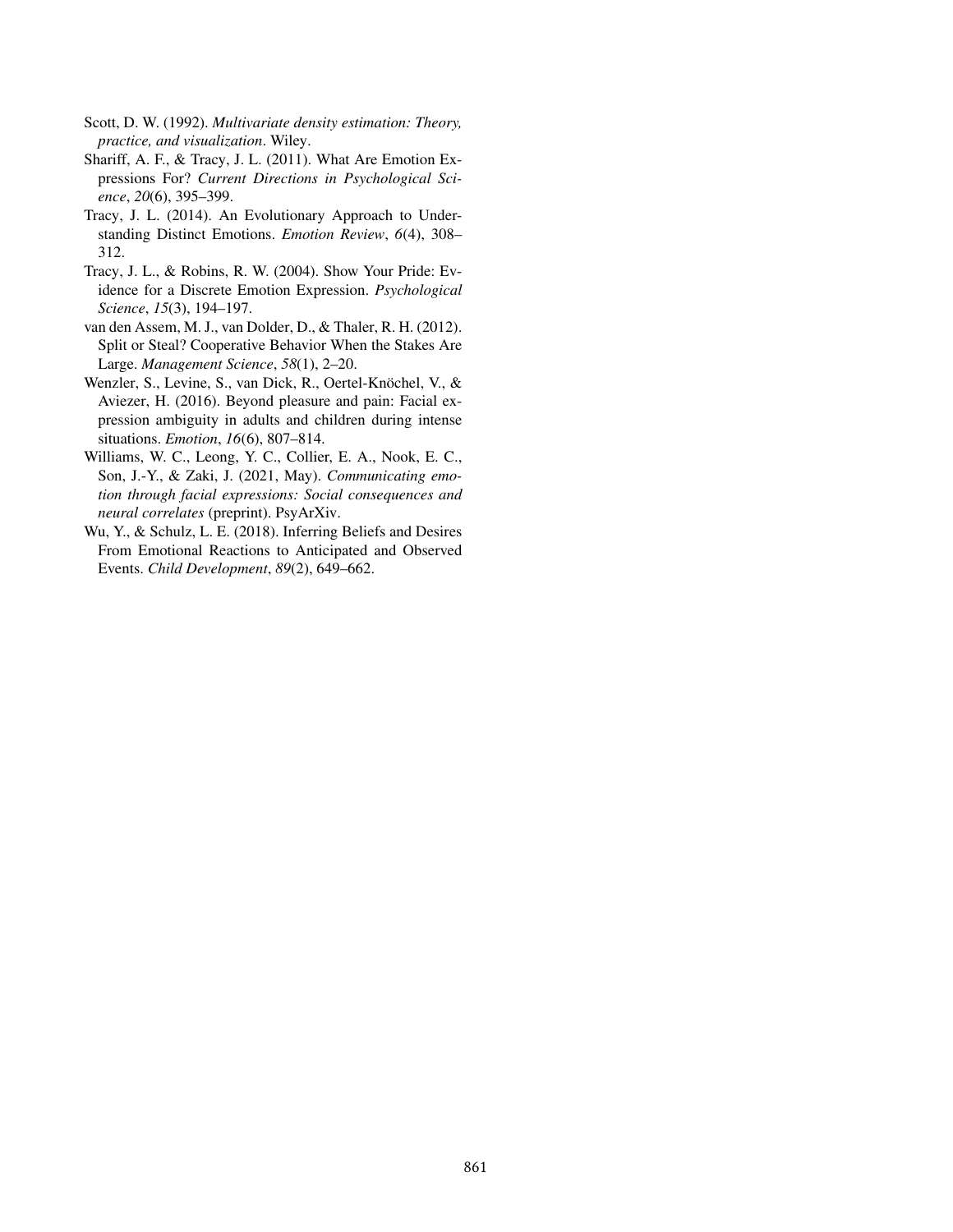Scott, D. W. (1992). *Multivariate density estimation: Theory, practice, and visualization*. Wiley.

Shariff, A. F., & Tracy, J. L. (2011). What Are Emotion Expressions For? *Current Directions in Psychological Science*, *20*(6), 395–399.

Tracy, J. L. (2014). An Evolutionary Approach to Understanding Distinct Emotions. *Emotion Review*, *6*(4), 308–312.

Tracy, J. L., & Robins, R. W. (2004). Show Your Pride: Evidence for a Discrete Emotion Expression. *Psychological Science*, *15*(3), 194–197.

van den Assem, M. J., van Dolder, D., & Thaler, R. H. (2012). Split or Steal? Cooperative Behavior When the Stakes Are Large. *Management Science*, *58*(1), 2–20.

Wenzler, S., Levine, S., van Dick, R., Oertel-Knöchel, V., & Aviezer, H. (2016). Beyond pleasure and pain: Facial expression ambiguity in adults and children during intense situations. *Emotion*, *16*(6), 807–814.

Williams, W. C., Leong, Y. C., Collier, E. A., Nook, E. C., Son, J.-Y., & Zaki, J. (2021, May). *Communicating emotion through facial expressions: Social consequences and neural correlates* (preprint). PsyArXiv.

Wu, Y., & Schulz, L. E. (2018). Inferring Beliefs and Desires From Emotional Reactions to Anticipated and Observed Events. *Child Development*, *89*(2), 649–662.